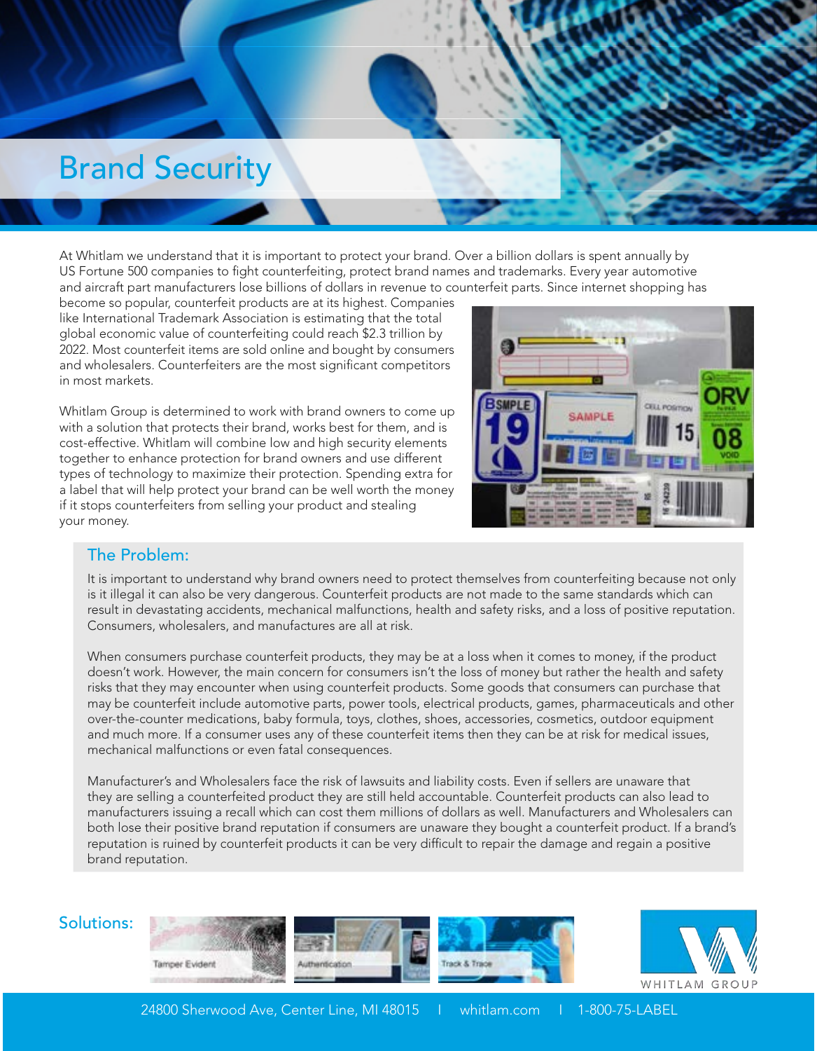# Brand Security

At Whitlam we understand that it is important to protect your brand. Over a billion dollars is spent annually by US Fortune 500 companies to fight counterfeiting, protect brand names and trademarks. Every year automotive and aircraft part manufacturers lose billions of dollars in revenue to counterfeit parts. Since internet shopping has become so popular, counterfeit products are at its highest. Companies like International Trademark Association is estimating that the total global economic value of counterfeiting could reach $2.3 trillion by 2022. Most counterfeit items are sold online and bought by consumers and wholesalers. Counterfeiters are the most significant competitors in most markets.

Whitlam Group is determined to work with brand owners to come up with a solution that protects their brand, works best for them, and is cost-effective. Whitlam will combine low and high security elements together to enhance protection for brand owners and use different types of technology to maximize their protection. Spending extra for a label that will help protect your brand can be well worth the money if it stops counterfeiters from selling your product and stealing your money.

## The Problem:

It is important to understand why brand owners need to protect themselves from counterfeiting because not only is it illegal it can also be very dangerous. Counterfeit products are not made to the same standards which can result in devastating accidents, mechanical malfunctions, health and safety risks, and a loss of positive reputation. Consumers, wholesalers, and manufactures are all at risk.

When consumers purchase counterfeit products, they may be at a loss when it comes to money, if the product doesn't work. However, the main concern for consumers isn't the loss of money but rather the health and safety risks that they may encounter when using counterfeit products. Some goods that consumers can purchase that may be counterfeit include automotive parts, power tools, electrical products, games, pharmaceuticals and other over-the-counter medications, baby formula, toys, clothes, shoes, accessories, cosmetics, outdoor equipment and much more. If a consumer uses any of these counterfeit items then they can be at risk for medical issues, mechanical malfunctions or even fatal consequences.

Manufacturer's and Wholesalers face the risk of lawsuits and liability costs. Even if sellers are unaware that they are selling a counterfeited product they are still held accountable. Counterfeit products can also lead to manufacturers issuing a recall which can cost them millions of dollars as well. Manufacturers and Wholesalers can both lose their positive brand reputation if consumers are unaware they bought a counterfeit product. If a brand's reputation is ruined by counterfeit products it can be very difficult to repair the damage and regain a positive brand reputation.

## Solutions:

Tamper Evident

Authentication

Track & Trace

WHITLAM GROUP

24800 Sherwood Ave, Center Line, MI 48015 | whitlam.com | 1-800-75-LABEL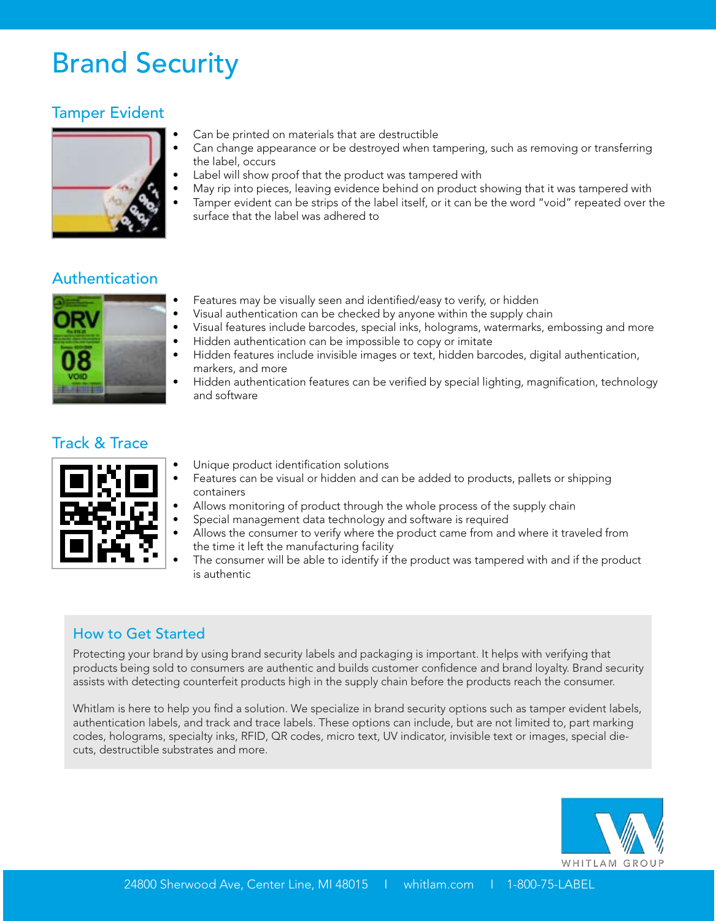# Brand Security

## Tamper Evident

- Can be printed on materials that are destructible
- Can change appearance or be destroyed when tampering, such as removing or transferring the label, occurs
- Label will show proof that the product was tampered with
- May rip into pieces, leaving evidence behind on product showing that it was tampered with
- Tamper evident can be strips of the label itself, or it can be the word "void" repeated over the surface that the label was adhered to

## Authentication

- Features may be visually seen and identified/easy to verify, or hidden
- Visual authentication can be checked by anyone within the supply chain
- Visual features include barcodes, special inks, holograms, watermarks, embossing and more
- Hidden authentication can be impossible to copy or imitate
- Hidden features include invisible images or text, hidden barcodes, digital authentication, markers, and more
- Hidden authentication features can be verified by special lighting, magnification, technology and software

## Track & Trace

- Unique product identification solutions
- Features can be visual or hidden and can be added to products, pallets or shipping containers
- Allows monitoring of product through the whole process of the supply chain
- Special management data technology and software is required
- Allows the consumer to verify where the product came from and where it traveled from the time it left the manufacturing facility
- The consumer will be able to identify if the product was tampered with and if the product is authentic

### How to Get Started

Protecting your brand by using brand security labels and packaging is important. It helps with verifying that products being sold to consumers are authentic and builds customer confidence and brand loyalty. Brand security assists with detecting counterfeit products high in the supply chain before the products reach the consumer.

Whitlam is here to help you find a solution. We specialize in brand security options such as tamper evident labels, authentication labels, and track and trace labels. These options can include, but are not limited to, part marking codes, holograms, specialty inks, RFID, QR codes, micro text, UV indicator, invisible text or images, special die-cuts, destructible substrates and more.

WHITLAM GROUP

24800 Sherwood Ave, Center Line, MI 48015 | whitlam.com | 1-800-75-LABEL